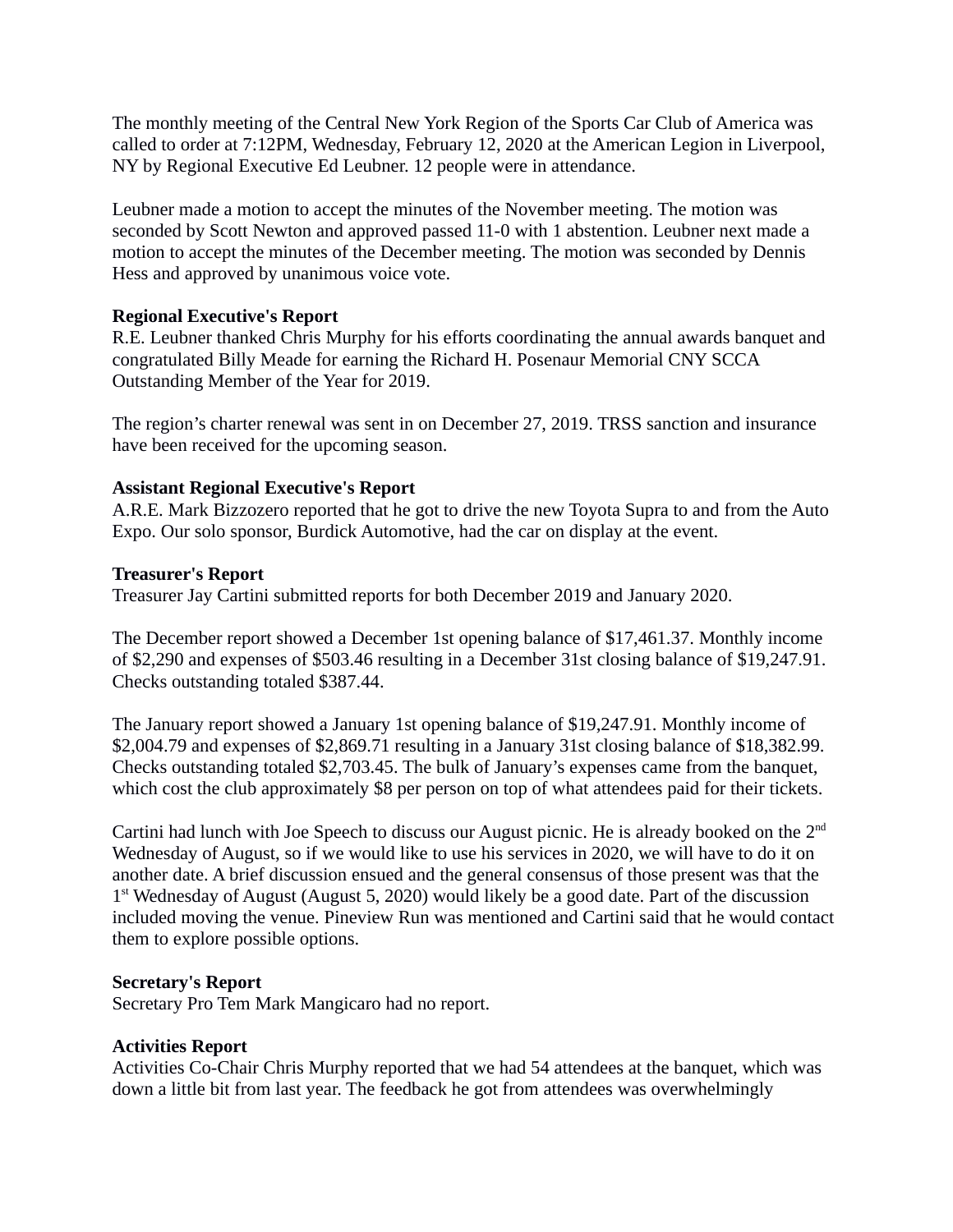The monthly meeting of the Central New York Region of the Sports Car Club of America was called to order at 7:12PM, Wednesday, February 12, 2020 at the American Legion in Liverpool, NY by Regional Executive Ed Leubner. 12 people were in attendance.

Leubner made a motion to accept the minutes of the November meeting. The motion was seconded by Scott Newton and approved passed 11-0 with 1 abstention. Leubner next made a motion to accept the minutes of the December meeting. The motion was seconded by Dennis Hess and approved by unanimous voice vote.

**Regional Executive's Report**
R.E. Leubner thanked Chris Murphy for his efforts coordinating the annual awards banquet and congratulated Billy Meade for earning the Richard H. Posenaur Memorial CNY SCCA Outstanding Member of the Year for 2019.

The region's charter renewal was sent in on December 27, 2019. TRSS sanction and insurance have been received for the upcoming season.

**Assistant Regional Executive's Report**
A.R.E. Mark Bizzozero reported that he got to drive the new Toyota Supra to and from the Auto Expo. Our solo sponsor, Burdick Automotive, had the car on display at the event.

**Treasurer's Report**
Treasurer Jay Cartini submitted reports for both December 2019 and January 2020.

The December report showed a December 1st opening balance of $17,461.37. Monthly income of $2,290 and expenses of $503.46 resulting in a December 31st closing balance of $19,247.91. Checks outstanding totaled $387.44.

The January report showed a January 1st opening balance of $19,247.91. Monthly income of $2,004.79 and expenses of $2,869.71 resulting in a January 31st closing balance of $18,382.99. Checks outstanding totaled $2,703.45. The bulk of January's expenses came from the banquet, which cost the club approximately $8 per person on top of what attendees paid for their tickets.

Cartini had lunch with Joe Speech to discuss our August picnic. He is already booked on the 2nd Wednesday of August, so if we would like to use his services in 2020, we will have to do it on another date. A brief discussion ensued and the general consensus of those present was that the 1st Wednesday of August (August 5, 2020) would likely be a good date. Part of the discussion included moving the venue. Pineview Run was mentioned and Cartini said that he would contact them to explore possible options.

**Secretary's Report**
Secretary Pro Tem Mark Mangicaro had no report.

**Activities Report**
Activities Co-Chair Chris Murphy reported that we had 54 attendees at the banquet, which was down a little bit from last year. The feedback he got from attendees was overwhelmingly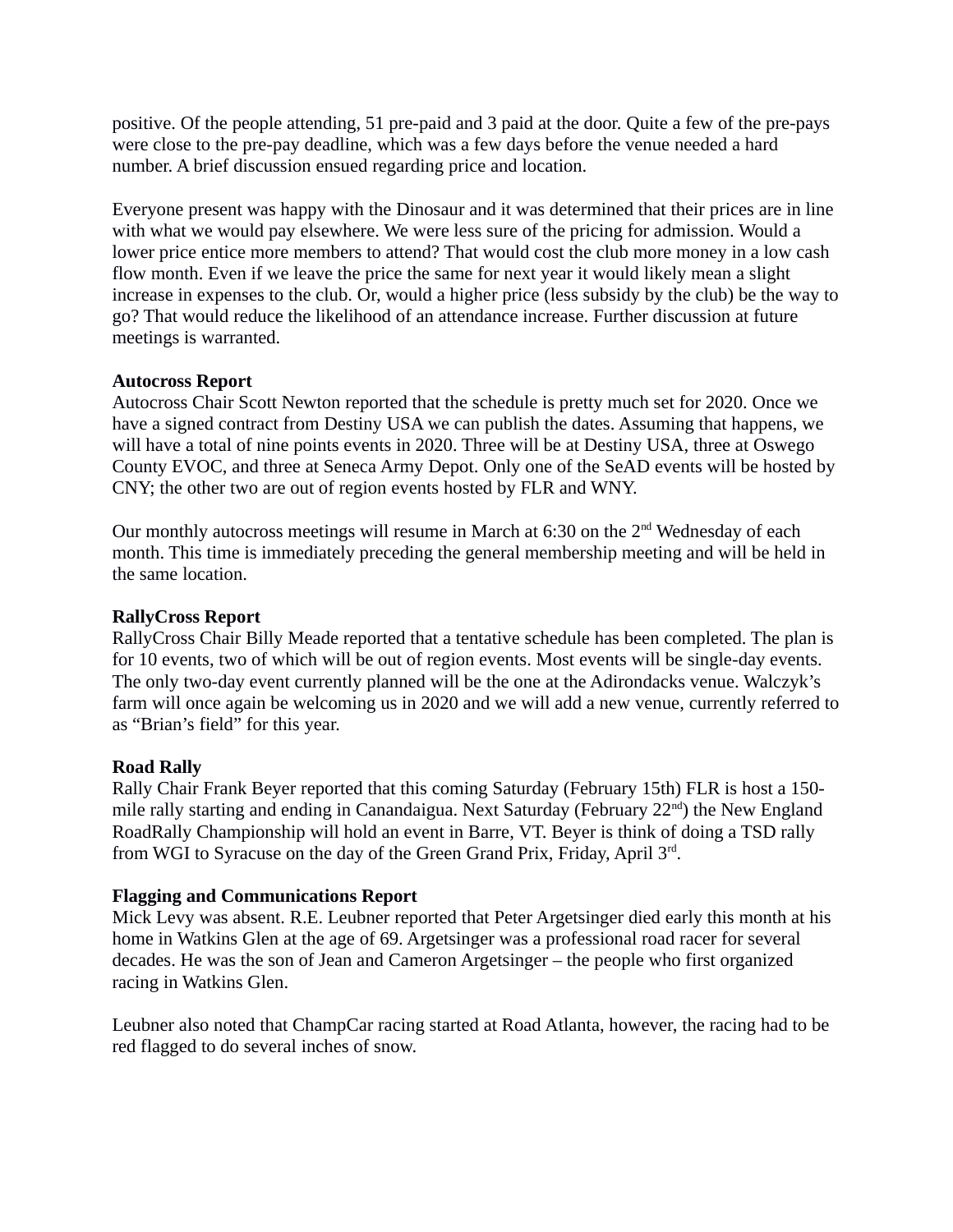positive. Of the people attending, 51 pre-paid and 3 paid at the door. Quite a few of the pre-pays were close to the pre-pay deadline, which was a few days before the venue needed a hard number. A brief discussion ensued regarding price and location.

Everyone present was happy with the Dinosaur and it was determined that their prices are in line with what we would pay elsewhere. We were less sure of the pricing for admission. Would a lower price entice more members to attend? That would cost the club more money in a low cash flow month. Even if we leave the price the same for next year it would likely mean a slight increase in expenses to the club. Or, would a higher price (less subsidy by the club) be the way to go? That would reduce the likelihood of an attendance increase. Further discussion at future meetings is warranted.

**Autocross Report**

Autocross Chair Scott Newton reported that the schedule is pretty much set for 2020. Once we have a signed contract from Destiny USA we can publish the dates. Assuming that happens, we will have a total of nine points events in 2020. Three will be at Destiny USA, three at Oswego County EVOC, and three at Seneca Army Depot. Only one of the SeAD events will be hosted by CNY; the other two are out of region events hosted by FLR and WNY.

Our monthly autocross meetings will resume in March at 6:30 on the 2nd Wednesday of each month. This time is immediately preceding the general membership meeting and will be held in the same location.

**RallyCross Report**

RallyCross Chair Billy Meade reported that a tentative schedule has been completed. The plan is for 10 events, two of which will be out of region events. Most events will be single-day events. The only two-day event currently planned will be the one at the Adirondacks venue. Walczyk's farm will once again be welcoming us in 2020 and we will add a new venue, currently referred to as "Brian's field" for this year.

**Road Rally**

Rally Chair Frank Beyer reported that this coming Saturday (February 15th) FLR is host a 150-mile rally starting and ending in Canandaigua. Next Saturday (February 22nd) the New England RoadRally Championship will hold an event in Barre, VT. Beyer is think of doing a TSD rally from WGI to Syracuse on the day of the Green Grand Prix, Friday, April 3rd.

**Flagging and Communications Report**

Mick Levy was absent. R.E. Leubner reported that Peter Argetsinger died early this month at his home in Watkins Glen at the age of 69. Argetsinger was a professional road racer for several decades. He was the son of Jean and Cameron Argetsinger – the people who first organized racing in Watkins Glen.

Leubner also noted that ChampCar racing started at Road Atlanta, however, the racing had to be red flagged to do several inches of snow.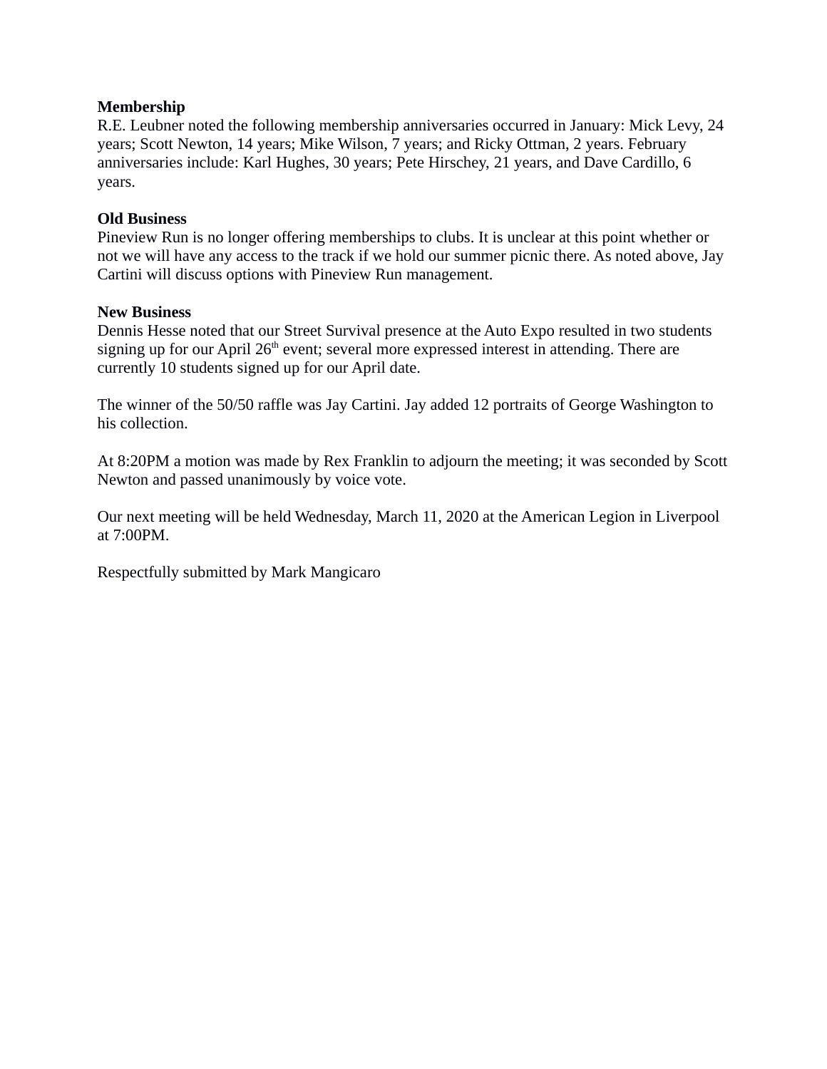**Membership**
R.E. Leubner noted the following membership anniversaries occurred in January: Mick Levy, 24 years; Scott Newton, 14 years; Mike Wilson, 7 years; and Ricky Ottman, 2 years. February anniversaries include: Karl Hughes, 30 years; Pete Hirschey, 21 years, and Dave Cardillo, 6 years.

**Old Business**
Pineview Run is no longer offering memberships to clubs. It is unclear at this point whether or not we will have any access to the track if we hold our summer picnic there. As noted above, Jay Cartini will discuss options with Pineview Run management.

**New Business**
Dennis Hesse noted that our Street Survival presence at the Auto Expo resulted in two students signing up for our April 26th event; several more expressed interest in attending. There are currently 10 students signed up for our April date.

The winner of the 50/50 raffle was Jay Cartini. Jay added 12 portraits of George Washington to his collection.

At 8:20PM a motion was made by Rex Franklin to adjourn the meeting; it was seconded by Scott Newton and passed unanimously by voice vote.

Our next meeting will be held Wednesday, March 11, 2020 at the American Legion in Liverpool at 7:00PM.

Respectfully submitted by Mark Mangicaro